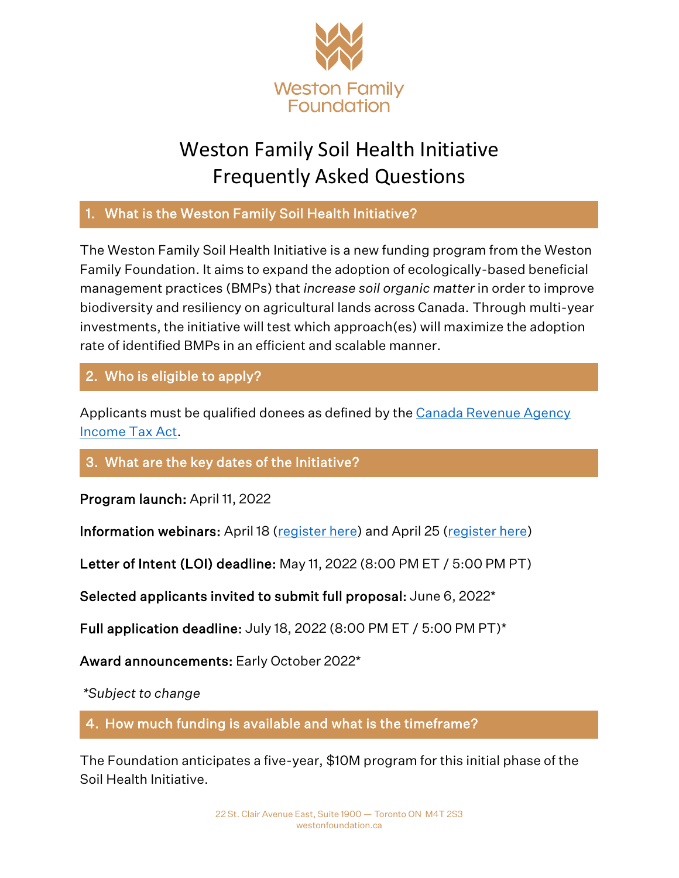Weston Family Foundation

# Weston Family Soil Health Initiative
# Frequently Asked Questions

## 1. What is the Weston Family Soil Health Initiative?

The Weston Family Soil Health Initiative is a new funding program from the Weston Family Foundation. It aims to expand the adoption of ecologically-based beneficial management practices (BMPs) that *increase soil organic matter* in order to improve biodiversity and resiliency on agricultural lands across Canada. Through multi-year investments, the initiative will test which approach(es) will maximize the adoption rate of identified BMPs in an efficient and scalable manner.

## 2. Who is eligible to apply?

Applicants must be qualified donees as defined by the Canada Revenue Agency Income Tax Act.

## 3. What are the key dates of the Initiative?

**Program launch:** April 11, 2022

**Information webinars:** April 18 (register here) and April 25 (register here)

**Letter of Intent (LOI) deadline:** May 11, 2022 (8:00 PM ET / 5:00 PM PT)

**Selected applicants invited to submit full proposal:** June 6, 2022*

**Full application deadline:** July 18, 2022 (8:00 PM ET / 5:00 PM PT)*

**Award announcements:** Early October 2022*

*\*Subject to change*

## 4. How much funding is available and what is the timeframe?

The Foundation anticipates a five-year, $10M program for this initial phase of the Soil Health Initiative.

22 St. Clair Avenue East, Suite 1900 — Toronto ON M4T 2S3
westonfoundation.ca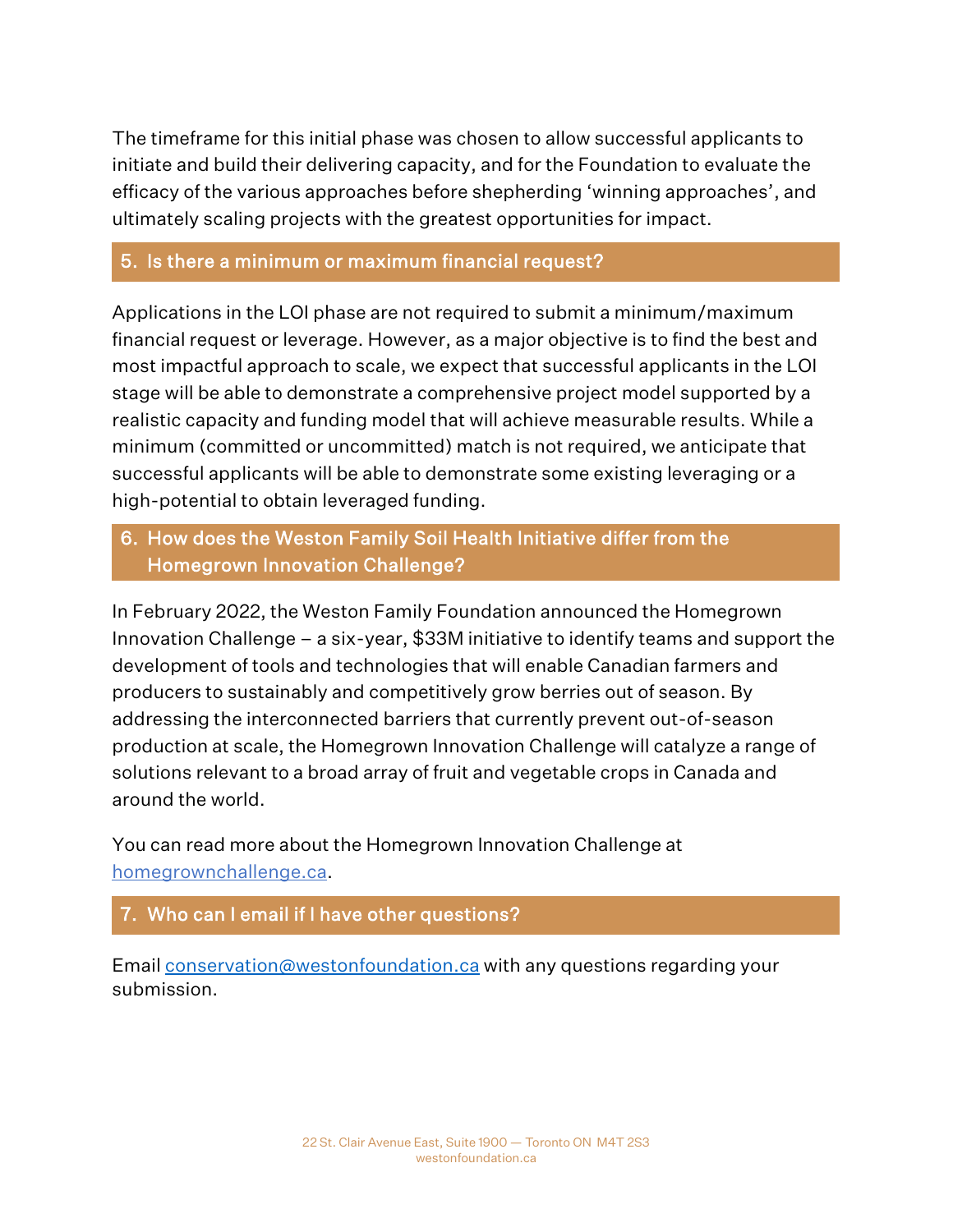The timeframe for this initial phase was chosen to allow successful applicants to initiate and build their delivering capacity, and for the Foundation to evaluate the efficacy of the various approaches before shepherding 'winning approaches', and ultimately scaling projects with the greatest opportunities for impact.

## 5. Is there a minimum or maximum financial request?

Applications in the LOI phase are not required to submit a minimum/maximum financial request or leverage. However, as a major objective is to find the best and most impactful approach to scale, we expect that successful applicants in the LOI stage will be able to demonstrate a comprehensive project model supported by a realistic capacity and funding model that will achieve measurable results. While a minimum (committed or uncommitted) match is not required, we anticipate that successful applicants will be able to demonstrate some existing leveraging or a high-potential to obtain leveraged funding.

## 6. How does the Weston Family Soil Health Initiative differ from the Homegrown Innovation Challenge?

In February 2022, the Weston Family Foundation announced the Homegrown Innovation Challenge – a six-year, $33M initiative to identify teams and support the development of tools and technologies that will enable Canadian farmers and producers to sustainably and competitively grow berries out of season. By addressing the interconnected barriers that currently prevent out-of-season production at scale, the Homegrown Innovation Challenge will catalyze a range of solutions relevant to a broad array of fruit and vegetable crops in Canada and around the world.

You can read more about the Homegrown Innovation Challenge at [homegrownchallenge.ca](https://homegrownchallenge.ca).

## 7. Who can I email if I have other questions?

Email [conservation@westonfoundation.ca](mailto:conservation@westonfoundation.ca) with any questions regarding your submission.

22 St. Clair Avenue East, Suite 1900 — Toronto ON M4T 2S3
westonfoundation.ca